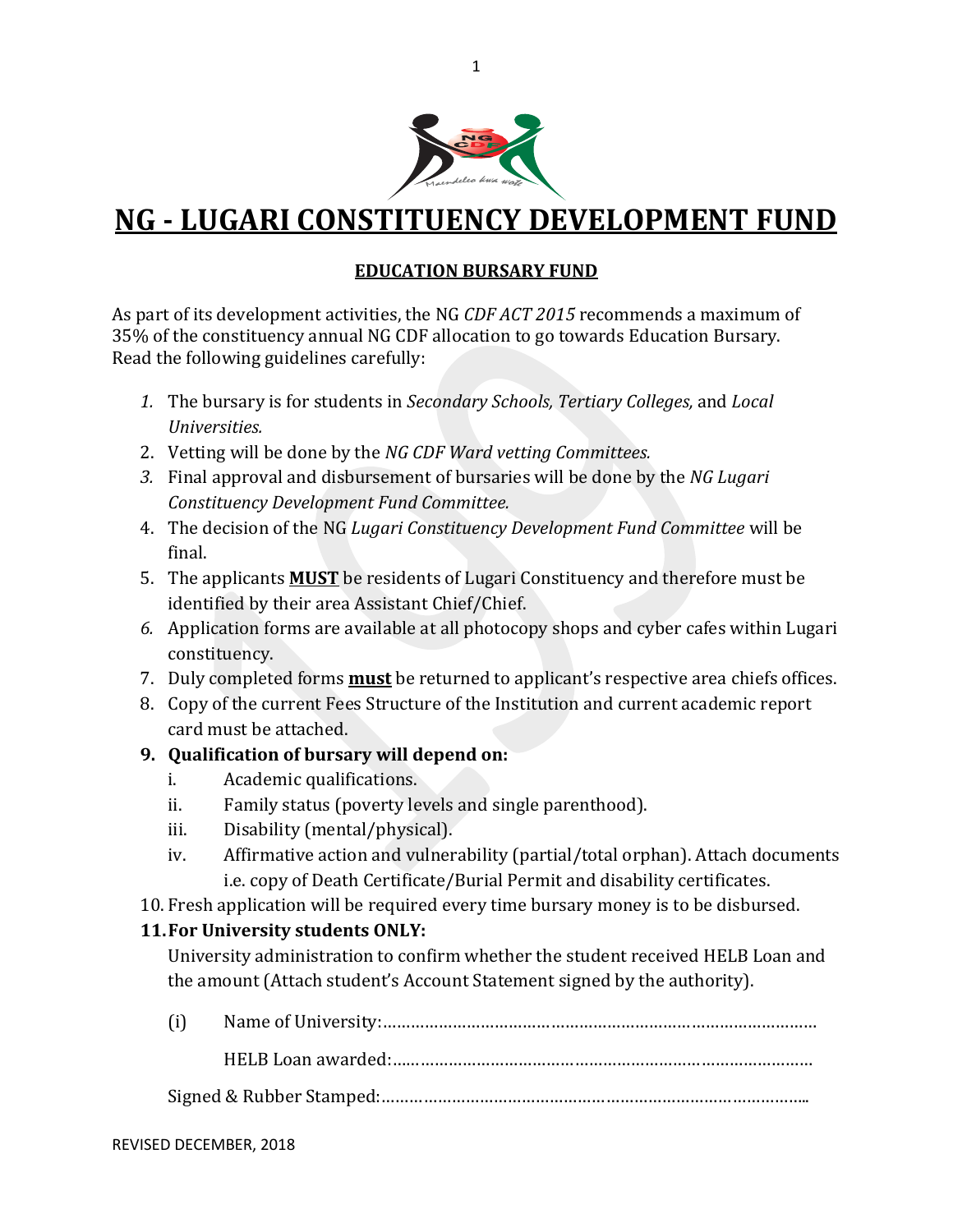# NG - LUGARI CONSTITUENCY DEVELOPMENT FUND

## EDUCATION BURSARY FUND

As part of its development activities, the NG *CDF ACT 2015* recommends a maximum of 35% of the constituency annual NG CDF allocation to go towards Education Bursary. Read the following guidelines carefully:

1. The bursary is for students in *Secondary Schools, Tertiary Colleges,* and *Local Universities.*
2. Vetting will be done by the *NG CDF Ward vetting Committees.*
3. Final approval and disbursement of bursaries will be done by the *NG Lugari Constituency Development Fund Committee.*
4. The decision of the NG *Lugari Constituency Development Fund Committee* will be final.
5. The applicants **MUST** be residents of Lugari Constituency and therefore must be identified by their area Assistant Chief/Chief.
6. Application forms are available at all photocopy shops and cyber cafes within Lugari constituency.
7. Duly completed forms **must** be returned to applicant's respective area chiefs offices.
8. Copy of the current Fees Structure of the Institution and current academic report card must be attached.
9. **Qualification of bursary will depend on:**
   i. Academic qualifications.
   ii. Family status (poverty levels and single parenthood).
   iii. Disability (mental/physical).
   iv. Affirmative action and vulnerability (partial/total orphan). Attach documents i.e. copy of Death Certificate/Burial Permit and disability certificates.
10. Fresh application will be required every time bursary money is to be disbursed.
11. **For University students ONLY:**

    University administration to confirm whether the student received HELB Loan and the amount (Attach student's Account Statement signed by the authority).

    (i) Name of University:……………………………………………………………………………

    HELB Loan awarded:…………………………………………………………………………

    Signed & Rubber Stamped:…………………………………………………………………………..

REVISED DECEMBER, 2018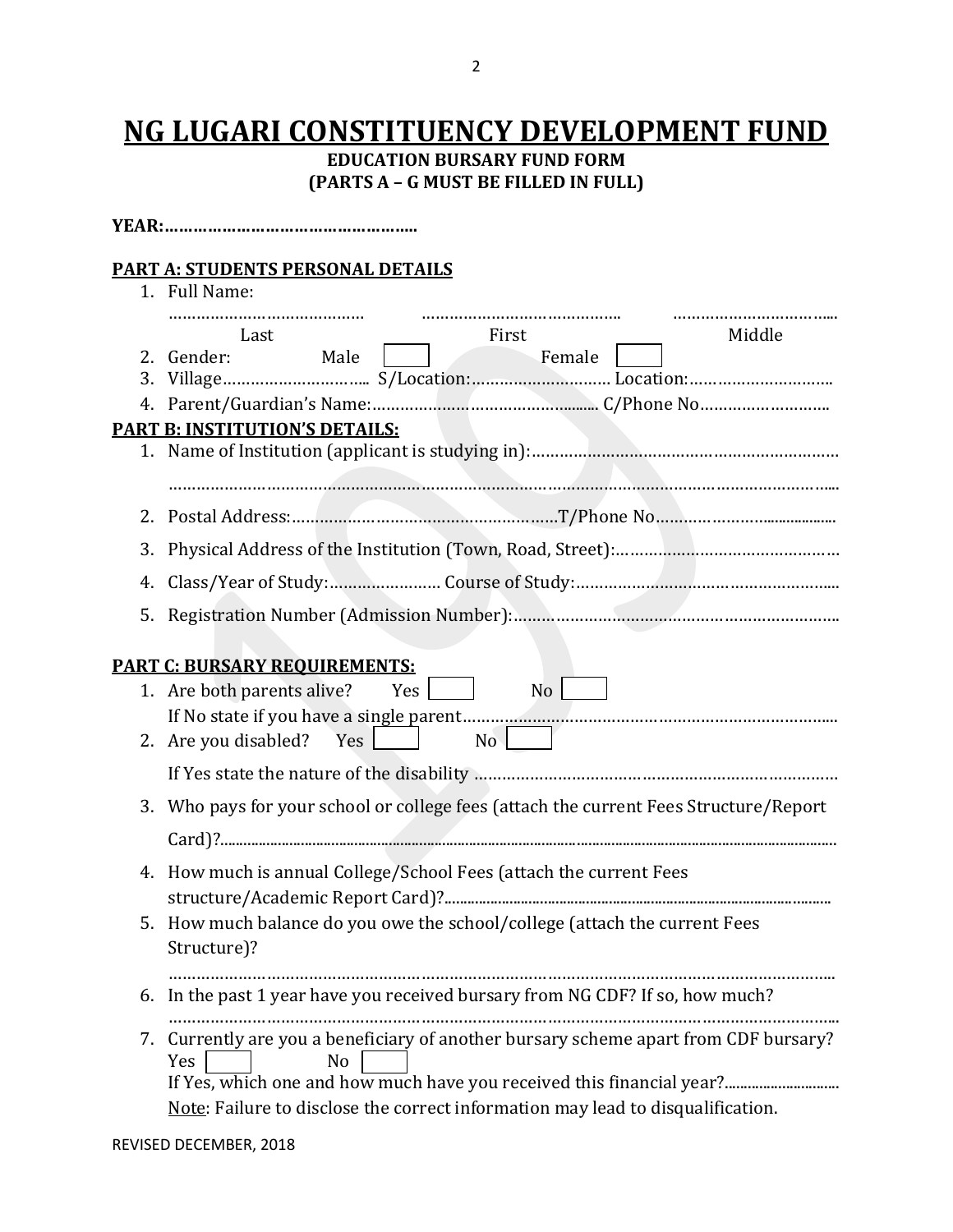# NG LUGARI CONSTITUENCY DEVELOPMENT FUND

**EDUCATION BURSARY FUND FORM**
**(PARTS A – G MUST BE FILLED IN FULL)**

**YEAR:……………………………………………..**

**PART A: STUDENTS PERSONAL DETAILS**

1. Full Name:
   …………………………………… …………………………………….. ……………………………..
   Last First Middle
2. Gender: Male ☐ Female ☐
3. Village………………………….. S/Location:………………………… Location:…………………………
4. Parent/Guardian's Name:……………………………………….. C/Phone No………………………

**PART B: INSTITUTION'S DETAILS:**

1. Name of Institution (applicant is studying in):…………………………………………………………
   ……………………………………………………………………………………………………………………
2. Postal Address:………………………………………………T/Phone No……………………………
3. Physical Address of the Institution (Town, Road, Street):………………………………………
4. Class/Year of Study:…………………… Course of Study:…………………………………………….
5. Registration Number (Admission Number):……………………………………………………….

**PART C: BURSARY REQUIREMENTS:**

1. Are both parents alive? Yes ☐ No ☐
   If No state if you have a single parent……………………………………………………………………
2. Are you disabled? Yes ☐ No ☐
   If Yes state the nature of the disability ……………………………………………………………
3. Who pays for your school or college fees (attach the current Fees Structure/Report Card)?…………………………………………………………………………………………………
4. How much is annual College/School Fees (attach the current Fees structure/Academic Report Card)?…………………………………………………………………
5. How much balance do you owe the school/college (attach the current Fees Structure)?
   ……………………………………………………………………………………………………………………
6. In the past 1 year have you received bursary from NG CDF? If so, how much?
   ……………………………………………………………………………………………………………………
7. Currently are you a beneficiary of another bursary scheme apart from CDF bursary?
   Yes ☐ No ☐
   If Yes, which one and how much have you received this financial year?…………………
   Note: Failure to disclose the correct information may lead to disqualification.

REVISED DECEMBER, 2018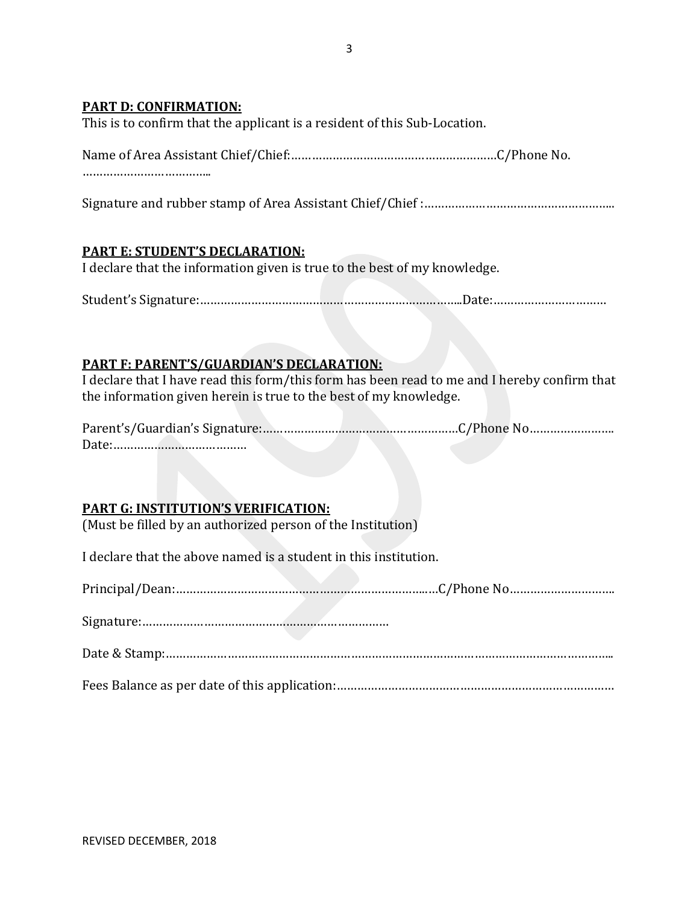**PART D: CONFIRMATION:**

This is to confirm that the applicant is a resident of this Sub-Location.

Name of Area Assistant Chief/Chief:……………………………………………………C/Phone No. ………………………………..

Signature and rubber stamp of Area Assistant Chief/Chief :………………………………………………..

**PART E: STUDENT'S DECLARATION:**

I declare that the information given is true to the best of my knowledge.

Student's Signature:…………………………………………………………………..Date:……………………………

**PART F: PARENT'S/GUARDIAN'S DECLARATION:**

I declare that I have read this form/this form has been read to me and I hereby confirm that the information given herein is true to the best of my knowledge.

Parent's/Guardian's Signature:…………………………………………………C/Phone No…………………….. Date:…………………………………

**PART G: INSTITUTION'S VERIFICATION:**

(Must be filled by an authorized person of the Institution)

I declare that the above named is a student in this institution.

Principal/Dean:…………………………………………………………….……C/Phone No…………………………..

Signature:………………………………………………………………

Date & Stamp:……………………………………………………………………………………………………………..

Fees Balance as per date of this application:…………………………………………………………………………

REVISED DECEMBER, 2018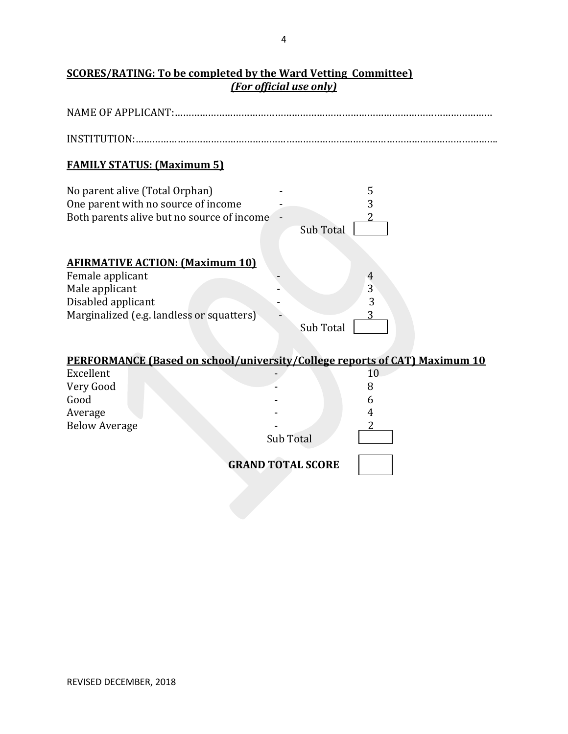**SCORES/RATING: To be completed by the Ward Vetting Committee)**
***(For official use only)***

NAME OF APPLICANT:………………………………………………………………………………………………

INSTITUTION:…………………………………………………………………………………………………………..

**FAMILY STATUS: (Maximum 5)**

| | | |
|---|---|---|
| No parent alive (Total Orphan) | - | 5 |
| One parent with no source of income | - | 3 |
| Both parents alive but no source of income | - | 2 |
| | Sub Total | |

**AFIRMATIVE ACTION: (Maximum 10)**

| | | |
|---|---|---|
| Female applicant | - | 4 |
| Male applicant | - | 3 |
| Disabled applicant | - | 3 |
| Marginalized (e.g. landless or squatters) | - | 3 |
| | Sub Total | |

**PERFORMANCE (Based on school/university/College reports of CAT) Maximum 10**

| | | |
|---|---|---|
| Excellent | - | 10 |
| Very Good | - | 8 |
| Good | - | 6 |
| Average | - | 4 |
| Below Average | - | 2 |
| | Sub Total | |

**GRAND TOTAL SCORE**

REVISED DECEMBER, 2018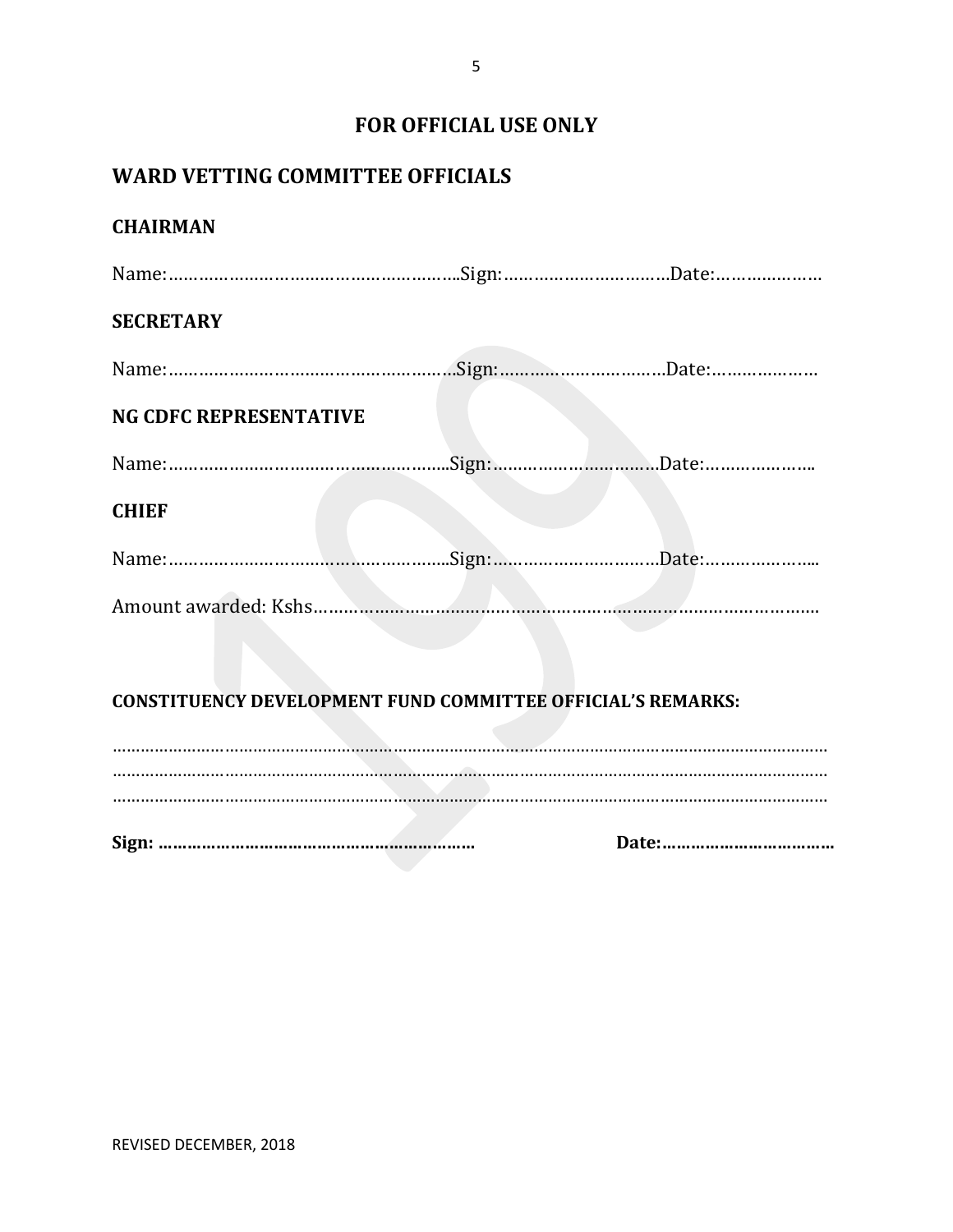## FOR OFFICIAL USE ONLY

## WARD VETTING COMMITTEE OFFICIALS

### CHAIRMAN

Name:………………………………………………..Sign:……………………………Date:…………………

### SECRETARY

Name:………………………………………………Sign:……………………………Date:…………………

### NG CDFC REPRESENTATIVE

Name:……………………………………………..Sign:……………………………Date:…………………..

### CHIEF

Name:……………………………………………..Sign:……………………………Date:…………………...

Amount awarded: Kshs……………………………………………………………………………………..

### CONSTITUENCY DEVELOPMENT FUND COMMITTEE OFFICIAL'S REMARKS:

……………………………………………………………………………………………………………………………
……………………………………………………………………………………………………………………………
……………………………………………………………………………………………………………………………

**Sign: ………………………………………………………** **Date:………………………………**

REVISED DECEMBER, 2018